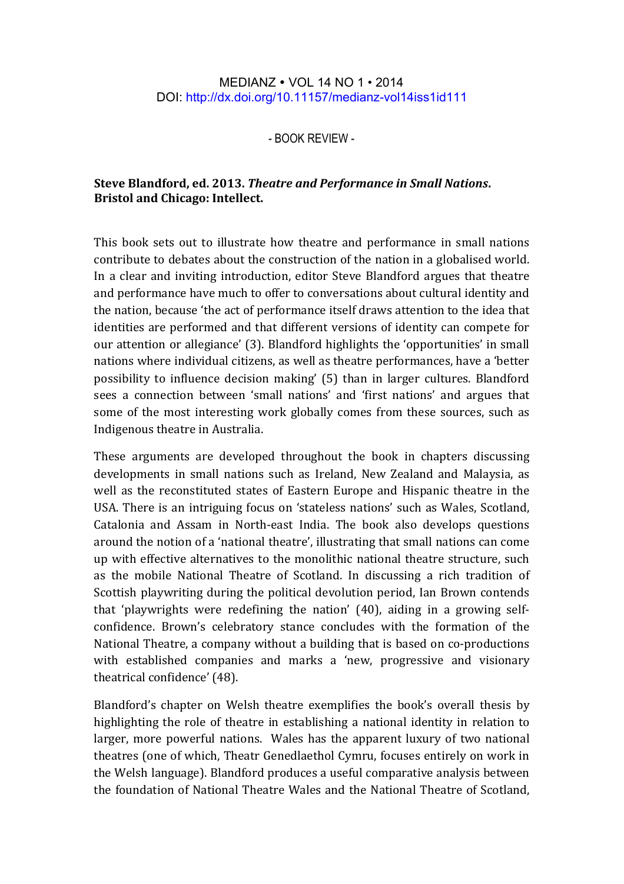MEDIANZ • VOL 14 NO 1 • 2014
DOI: http://dx.doi.org/10.11157/medianz-vol14iss1id111

- BOOK REVIEW -

**Steve Blandford, ed. 2013. *Theatre and Performance in Small Nations*. Bristol and Chicago: Intellect.**

This book sets out to illustrate how theatre and performance in small nations contribute to debates about the construction of the nation in a globalised world. In a clear and inviting introduction, editor Steve Blandford argues that theatre and performance have much to offer to conversations about cultural identity and the nation, because 'the act of performance itself draws attention to the idea that identities are performed and that different versions of identity can compete for our attention or allegiance' (3). Blandford highlights the 'opportunities' in small nations where individual citizens, as well as theatre performances, have a 'better possibility to influence decision making' (5) than in larger cultures. Blandford sees a connection between 'small nations' and 'first nations' and argues that some of the most interesting work globally comes from these sources, such as Indigenous theatre in Australia.

These arguments are developed throughout the book in chapters discussing developments in small nations such as Ireland, New Zealand and Malaysia, as well as the reconstituted states of Eastern Europe and Hispanic theatre in the USA. There is an intriguing focus on 'stateless nations' such as Wales, Scotland, Catalonia and Assam in North-east India. The book also develops questions around the notion of a 'national theatre', illustrating that small nations can come up with effective alternatives to the monolithic national theatre structure, such as the mobile National Theatre of Scotland. In discussing a rich tradition of Scottish playwriting during the political devolution period, Ian Brown contends that 'playwrights were redefining the nation' (40), aiding in a growing self-confidence. Brown's celebratory stance concludes with the formation of the National Theatre, a company without a building that is based on co-productions with established companies and marks a 'new, progressive and visionary theatrical confidence' (48).

Blandford's chapter on Welsh theatre exemplifies the book's overall thesis by highlighting the role of theatre in establishing a national identity in relation to larger, more powerful nations. Wales has the apparent luxury of two national theatres (one of which, Theatr Genedlaethol Cymru, focuses entirely on work in the Welsh language). Blandford produces a useful comparative analysis between the foundation of National Theatre Wales and the National Theatre of Scotland,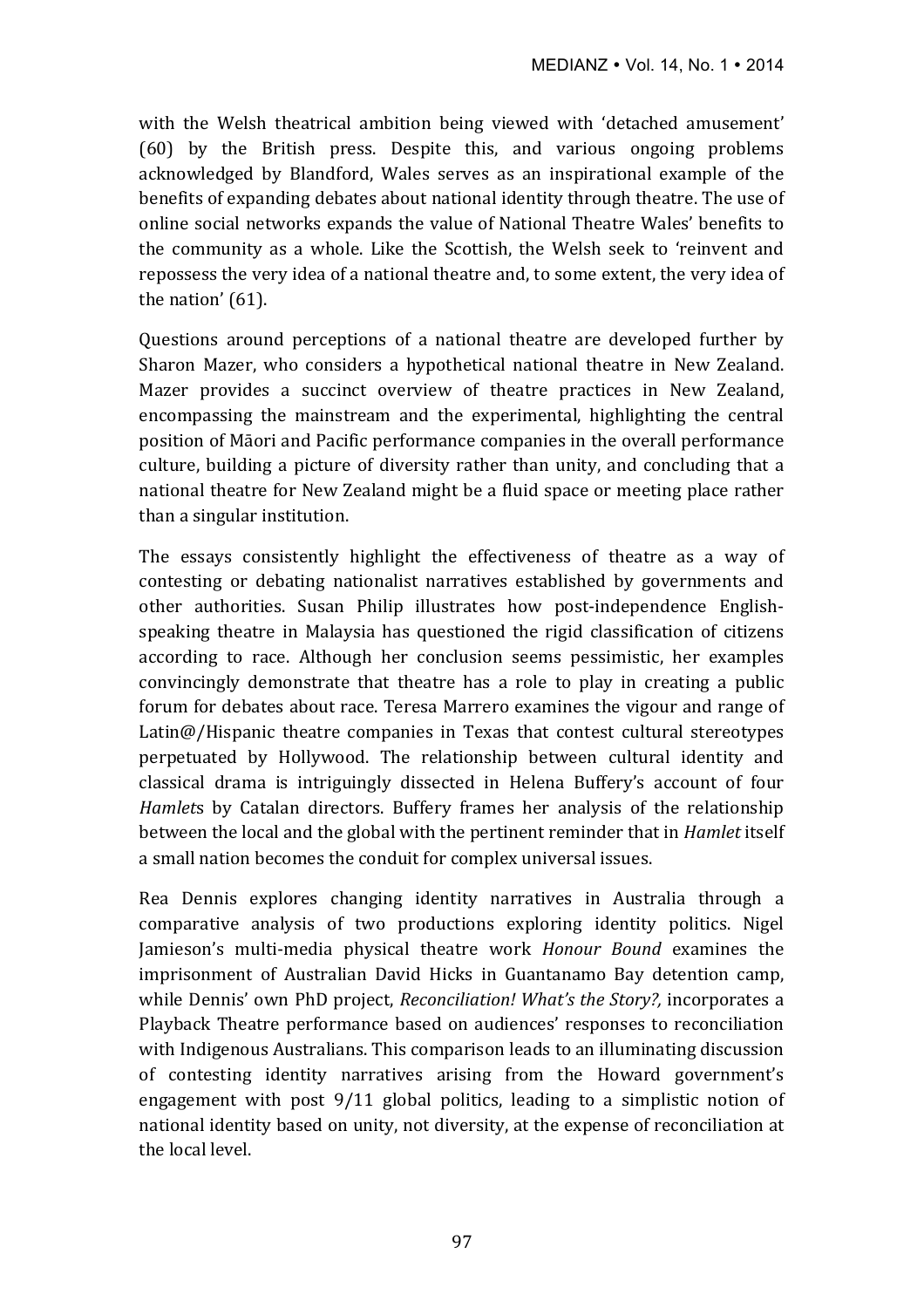with the Welsh theatrical ambition being viewed with 'detached amusement' (60) by the British press. Despite this, and various ongoing problems acknowledged by Blandford, Wales serves as an inspirational example of the benefits of expanding debates about national identity through theatre. The use of online social networks expands the value of National Theatre Wales' benefits to the community as a whole. Like the Scottish, the Welsh seek to 'reinvent and repossess the very idea of a national theatre and, to some extent, the very idea of the nation' (61).

Questions around perceptions of a national theatre are developed further by Sharon Mazer, who considers a hypothetical national theatre in New Zealand. Mazer provides a succinct overview of theatre practices in New Zealand, encompassing the mainstream and the experimental, highlighting the central position of Māori and Pacific performance companies in the overall performance culture, building a picture of diversity rather than unity, and concluding that a national theatre for New Zealand might be a fluid space or meeting place rather than a singular institution.

The essays consistently highlight the effectiveness of theatre as a way of contesting or debating nationalist narratives established by governments and other authorities. Susan Philip illustrates how post-independence English-speaking theatre in Malaysia has questioned the rigid classification of citizens according to race. Although her conclusion seems pessimistic, her examples convincingly demonstrate that theatre has a role to play in creating a public forum for debates about race. Teresa Marrero examines the vigour and range of Latin@/Hispanic theatre companies in Texas that contest cultural stereotypes perpetuated by Hollywood. The relationship between cultural identity and classical drama is intriguingly dissected in Helena Buffery's account of four *Hamlet*s by Catalan directors. Buffery frames her analysis of the relationship between the local and the global with the pertinent reminder that in *Hamlet* itself a small nation becomes the conduit for complex universal issues.

Rea Dennis explores changing identity narratives in Australia through a comparative analysis of two productions exploring identity politics. Nigel Jamieson's multi-media physical theatre work *Honour Bound* examines the imprisonment of Australian David Hicks in Guantanamo Bay detention camp, while Dennis' own PhD project, *Reconciliation! What's the Story?,* incorporates a Playback Theatre performance based on audiences' responses to reconciliation with Indigenous Australians. This comparison leads to an illuminating discussion of contesting identity narratives arising from the Howard government's engagement with post 9/11 global politics, leading to a simplistic notion of national identity based on unity, not diversity, at the expense of reconciliation at the local level.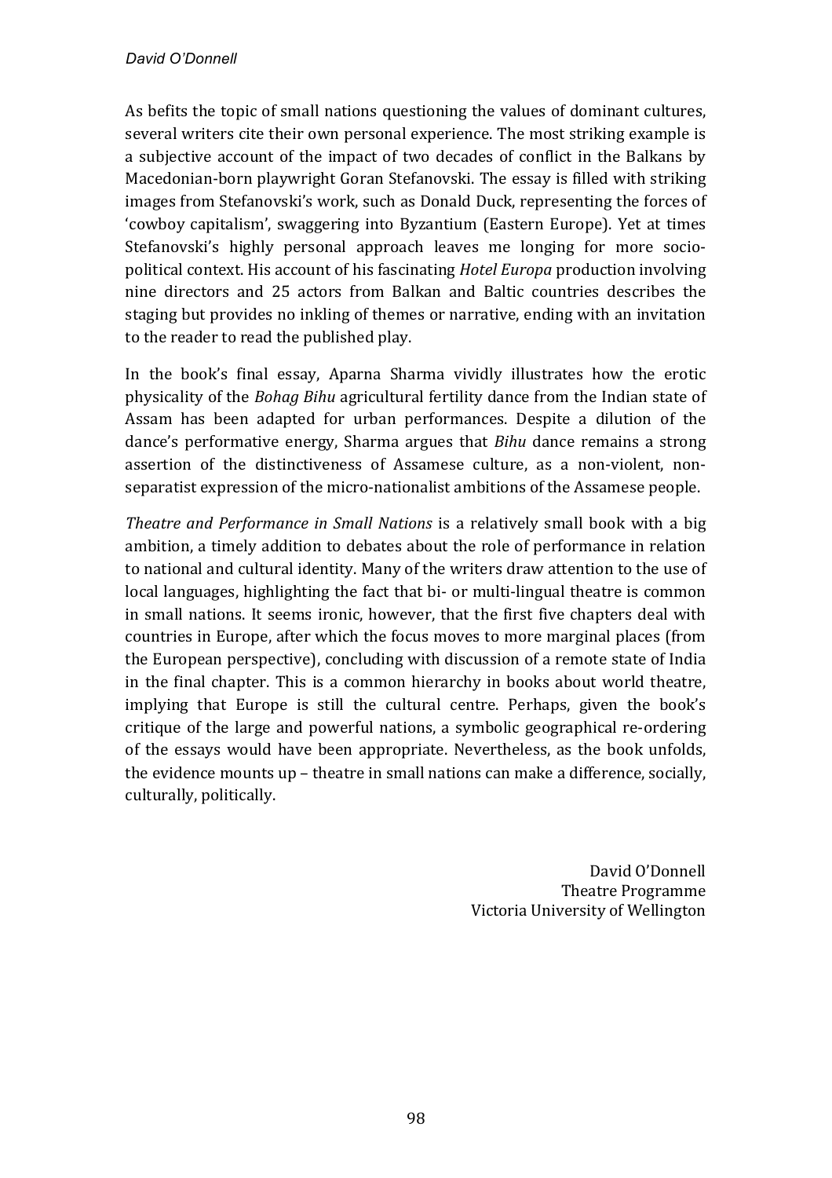As befits the topic of small nations questioning the values of dominant cultures, several writers cite their own personal experience. The most striking example is a subjective account of the impact of two decades of conflict in the Balkans by Macedonian-born playwright Goran Stefanovski. The essay is filled with striking images from Stefanovski's work, such as Donald Duck, representing the forces of 'cowboy capitalism', swaggering into Byzantium (Eastern Europe). Yet at times Stefanovski's highly personal approach leaves me longing for more socio-political context. His account of his fascinating *Hotel Europa* production involving nine directors and 25 actors from Balkan and Baltic countries describes the staging but provides no inkling of themes or narrative, ending with an invitation to the reader to read the published play.

In the book's final essay, Aparna Sharma vividly illustrates how the erotic physicality of the *Bohag Bihu* agricultural fertility dance from the Indian state of Assam has been adapted for urban performances. Despite a dilution of the dance's performative energy, Sharma argues that *Bihu* dance remains a strong assertion of the distinctiveness of Assamese culture, as a non-violent, non-separatist expression of the micro-nationalist ambitions of the Assamese people.

*Theatre and Performance in Small Nations* is a relatively small book with a big ambition, a timely addition to debates about the role of performance in relation to national and cultural identity. Many of the writers draw attention to the use of local languages, highlighting the fact that bi- or multi-lingual theatre is common in small nations. It seems ironic, however, that the first five chapters deal with countries in Europe, after which the focus moves to more marginal places (from the European perspective), concluding with discussion of a remote state of India in the final chapter. This is a common hierarchy in books about world theatre, implying that Europe is still the cultural centre. Perhaps, given the book's critique of the large and powerful nations, a symbolic geographical re-ordering of the essays would have been appropriate. Nevertheless, as the book unfolds, the evidence mounts up – theatre in small nations can make a difference, socially, culturally, politically.

David O'Donnell
Theatre Programme
Victoria University of Wellington